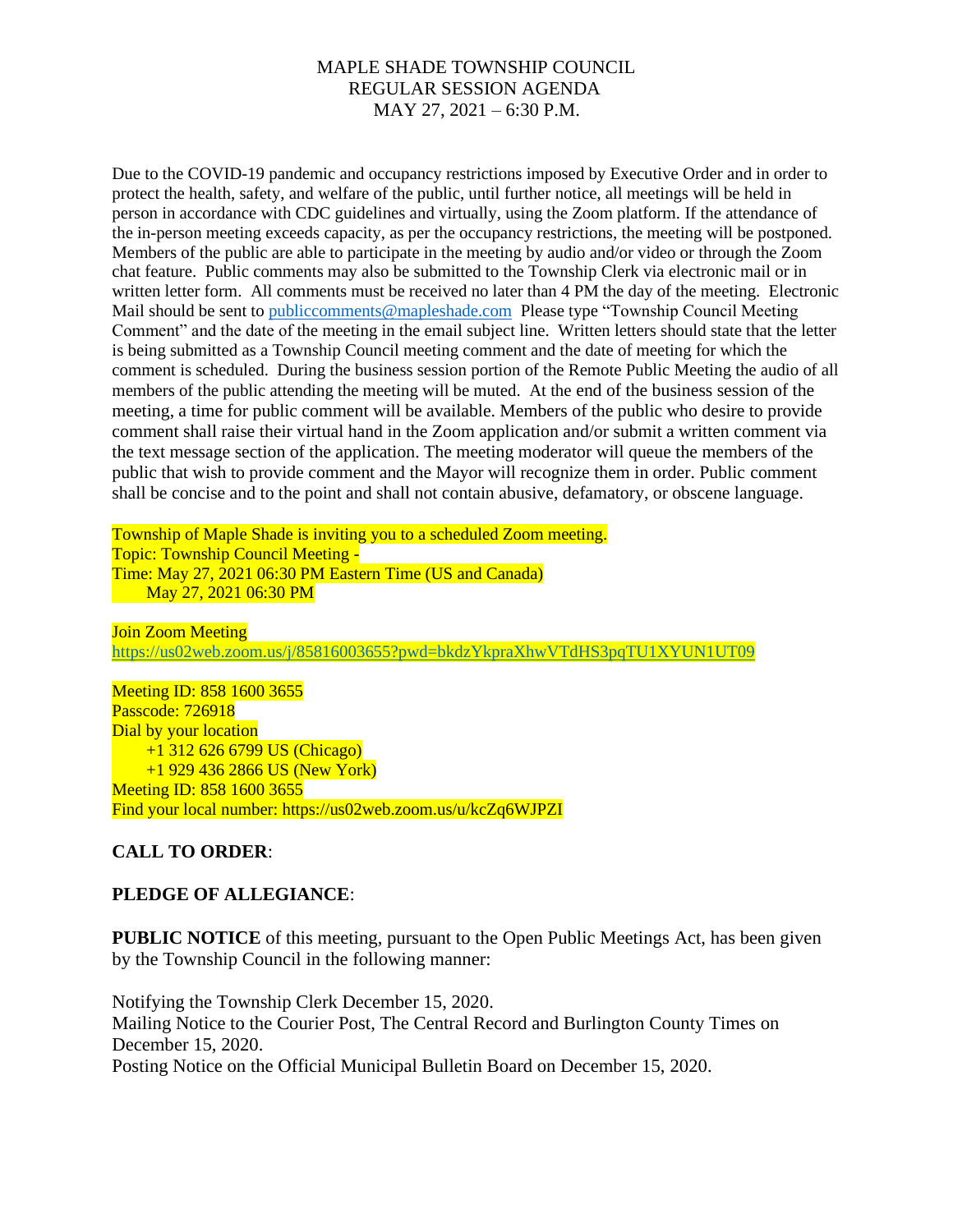# MAPLE SHADE TOWNSHIP COUNCIL
## REGULAR SESSION AGENDA
## MAY 27, 2021 – 6:30 P.M.

Due to the COVID-19 pandemic and occupancy restrictions imposed by Executive Order and in order to protect the health, safety, and welfare of the public, until further notice, all meetings will be held in person in accordance with CDC guidelines and virtually, using the Zoom platform. If the attendance of the in-person meeting exceeds capacity, as per the occupancy restrictions, the meeting will be postponed. Members of the public are able to participate in the meeting by audio and/or video or through the Zoom chat feature. Public comments may also be submitted to the Township Clerk via electronic mail or in written letter form. All comments must be received no later than 4 PM the day of the meeting. Electronic Mail should be sent to publiccomments@mapleshade.com Please type "Township Council Meeting Comment" and the date of the meeting in the email subject line. Written letters should state that the letter is being submitted as a Township Council meeting comment and the date of meeting for which the comment is scheduled. During the business session portion of the Remote Public Meeting the audio of all members of the public attending the meeting will be muted. At the end of the business session of the meeting, a time for public comment will be available. Members of the public who desire to provide comment shall raise their virtual hand in the Zoom application and/or submit a written comment via the text message section of the application. The meeting moderator will queue the members of the public that wish to provide comment and the Mayor will recognize them in order. Public comment shall be concise and to the point and shall not contain abusive, defamatory, or obscene language.

Township of Maple Shade is inviting you to a scheduled Zoom meeting.
Topic: Township Council Meeting -
Time: May 27, 2021 06:30 PM Eastern Time (US and Canada)
May 27, 2021 06:30 PM

Join Zoom Meeting
https://us02web.zoom.us/j/85816003655?pwd=bkdzYkpraXhwVTdHS3pqTU1XYUN1UT09

Meeting ID: 858 1600 3655
Passcode: 726918
Dial by your location
+1 312 626 6799 US (Chicago)
+1 929 436 2866 US (New York)
Meeting ID: 858 1600 3655
Find your local number: https://us02web.zoom.us/u/kcZq6WJPZI

**CALL TO ORDER**:

**PLEDGE OF ALLEGIANCE**:

**PUBLIC NOTICE** of this meeting, pursuant to the Open Public Meetings Act, has been given by the Township Council in the following manner:

Notifying the Township Clerk December 15, 2020.
Mailing Notice to the Courier Post, The Central Record and Burlington County Times on December 15, 2020.
Posting Notice on the Official Municipal Bulletin Board on December 15, 2020.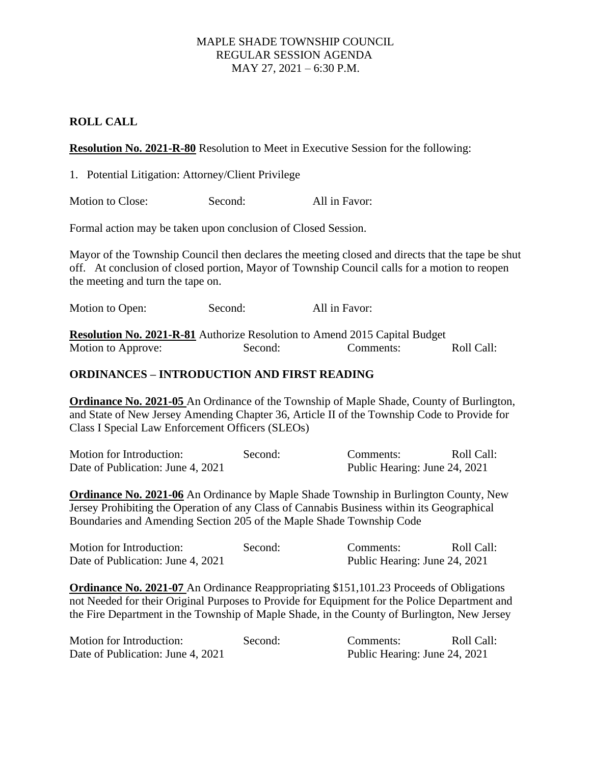MAPLE SHADE TOWNSHIP COUNCIL
REGULAR SESSION AGENDA
MAY 27, 2021 – 6:30 P.M.

## ROLL CALL

**Resolution No. 2021-R-80** Resolution to Meet in Executive Session for the following:

1. Potential Litigation: Attorney/Client Privilege

Motion to Close: Second: All in Favor:

Formal action may be taken upon conclusion of Closed Session.

Mayor of the Township Council then declares the meeting closed and directs that the tape be shut off. At conclusion of closed portion, Mayor of Township Council calls for a motion to reopen the meeting and turn the tape on.

Motion to Open: Second: All in Favor:

**Resolution No. 2021-R-81** Authorize Resolution to Amend 2015 Capital Budget
Motion to Approve: Second: Comments: Roll Call:

## ORDINANCES – INTRODUCTION AND FIRST READING

**Ordinance No. 2021-05** An Ordinance of the Township of Maple Shade, County of Burlington, and State of New Jersey Amending Chapter 36, Article II of the Township Code to Provide for Class I Special Law Enforcement Officers (SLEOs)

Motion for Introduction: Second: Comments: Roll Call:
Date of Publication: June 4, 2021 Public Hearing: June 24, 2021

**Ordinance No. 2021-06** An Ordinance by Maple Shade Township in Burlington County, New Jersey Prohibiting the Operation of any Class of Cannabis Business within its Geographical Boundaries and Amending Section 205 of the Maple Shade Township Code

Motion for Introduction: Second: Comments: Roll Call:
Date of Publication: June 4, 2021 Public Hearing: June 24, 2021

**Ordinance No. 2021-07** An Ordinance Reappropriating $151,101.23 Proceeds of Obligations not Needed for their Original Purposes to Provide for Equipment for the Police Department and the Fire Department in the Township of Maple Shade, in the County of Burlington, New Jersey

Motion for Introduction: Second: Comments: Roll Call:
Date of Publication: June 4, 2021 Public Hearing: June 24, 2021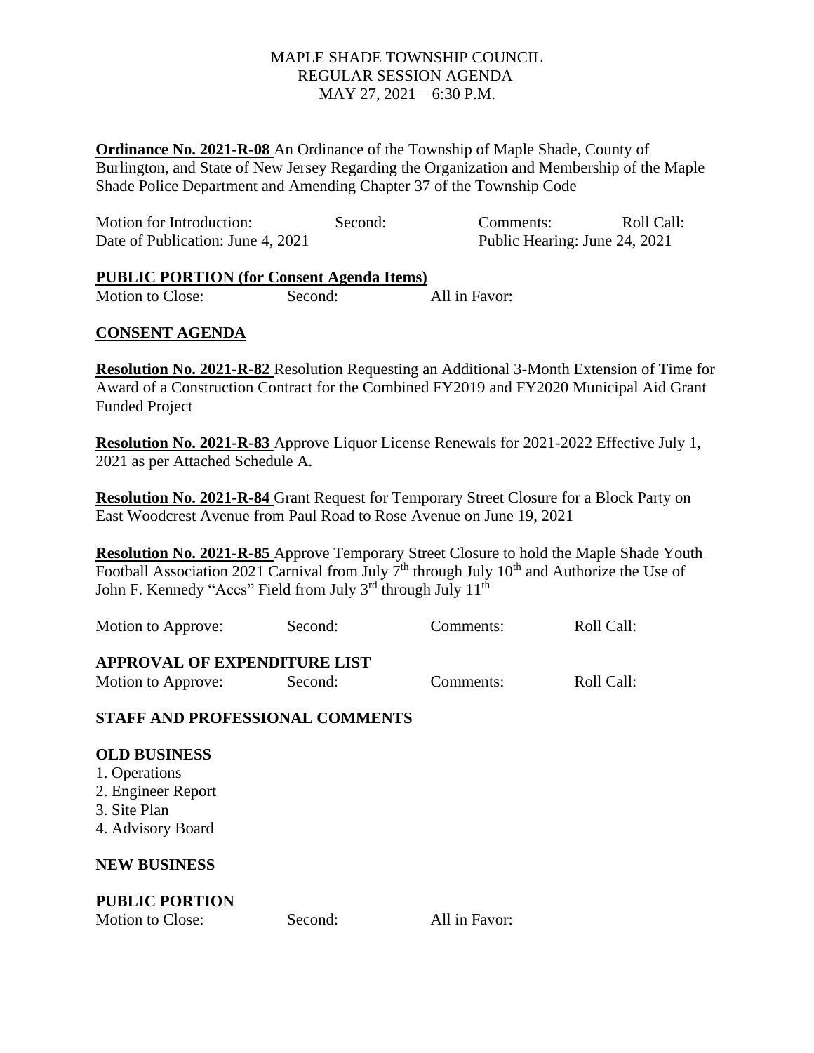MAPLE SHADE TOWNSHIP COUNCIL
REGULAR SESSION AGENDA
MAY 27, 2021 – 6:30 P.M.

**Ordinance No. 2021-R-08** An Ordinance of the Township of Maple Shade, County of Burlington, and State of New Jersey Regarding the Organization and Membership of the Maple Shade Police Department and Amending Chapter 37 of the Township Code

Motion for Introduction: Second: Comments: Roll Call:
Date of Publication: June 4, 2021 Public Hearing: June 24, 2021

**PUBLIC PORTION (for Consent Agenda Items)**

Motion to Close: Second: All in Favor:

**CONSENT AGENDA**

**Resolution No. 2021-R-82** Resolution Requesting an Additional 3-Month Extension of Time for Award of a Construction Contract for the Combined FY2019 and FY2020 Municipal Aid Grant Funded Project

**Resolution No. 2021-R-83** Approve Liquor License Renewals for 2021-2022 Effective July 1, 2021 as per Attached Schedule A.

**Resolution No. 2021-R-84** Grant Request for Temporary Street Closure for a Block Party on East Woodcrest Avenue from Paul Road to Rose Avenue on June 19, 2021

**Resolution No. 2021-R-85** Approve Temporary Street Closure to hold the Maple Shade Youth Football Association 2021 Carnival from July 7th through July 10th and Authorize the Use of John F. Kennedy "Aces" Field from July 3rd through July 11th

Motion to Approve: Second: Comments: Roll Call:

**APPROVAL OF EXPENDITURE LIST**

Motion to Approve: Second: Comments: Roll Call:

**STAFF AND PROFESSIONAL COMMENTS**

**OLD BUSINESS**

1. Operations
2. Engineer Report
3. Site Plan
4. Advisory Board

**NEW BUSINESS**

**PUBLIC PORTION**

Motion to Close: Second: All in Favor: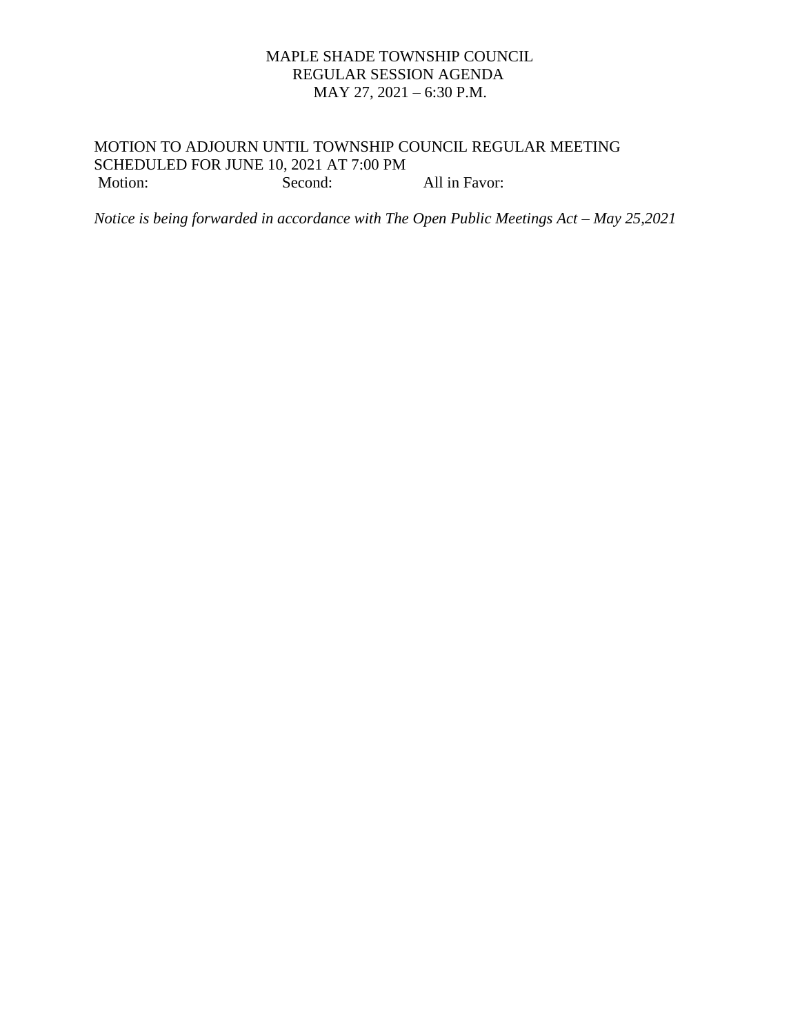MAPLE SHADE TOWNSHIP COUNCIL
REGULAR SESSION AGENDA
MAY 27, 2021 – 6:30 P.M.

MOTION TO ADJOURN UNTIL TOWNSHIP COUNCIL REGULAR MEETING SCHEDULED FOR JUNE 10, 2021 AT 7:00 PM

Motion: Second: All in Favor:

*Notice is being forwarded in accordance with The Open Public Meetings Act – May 25,2021*